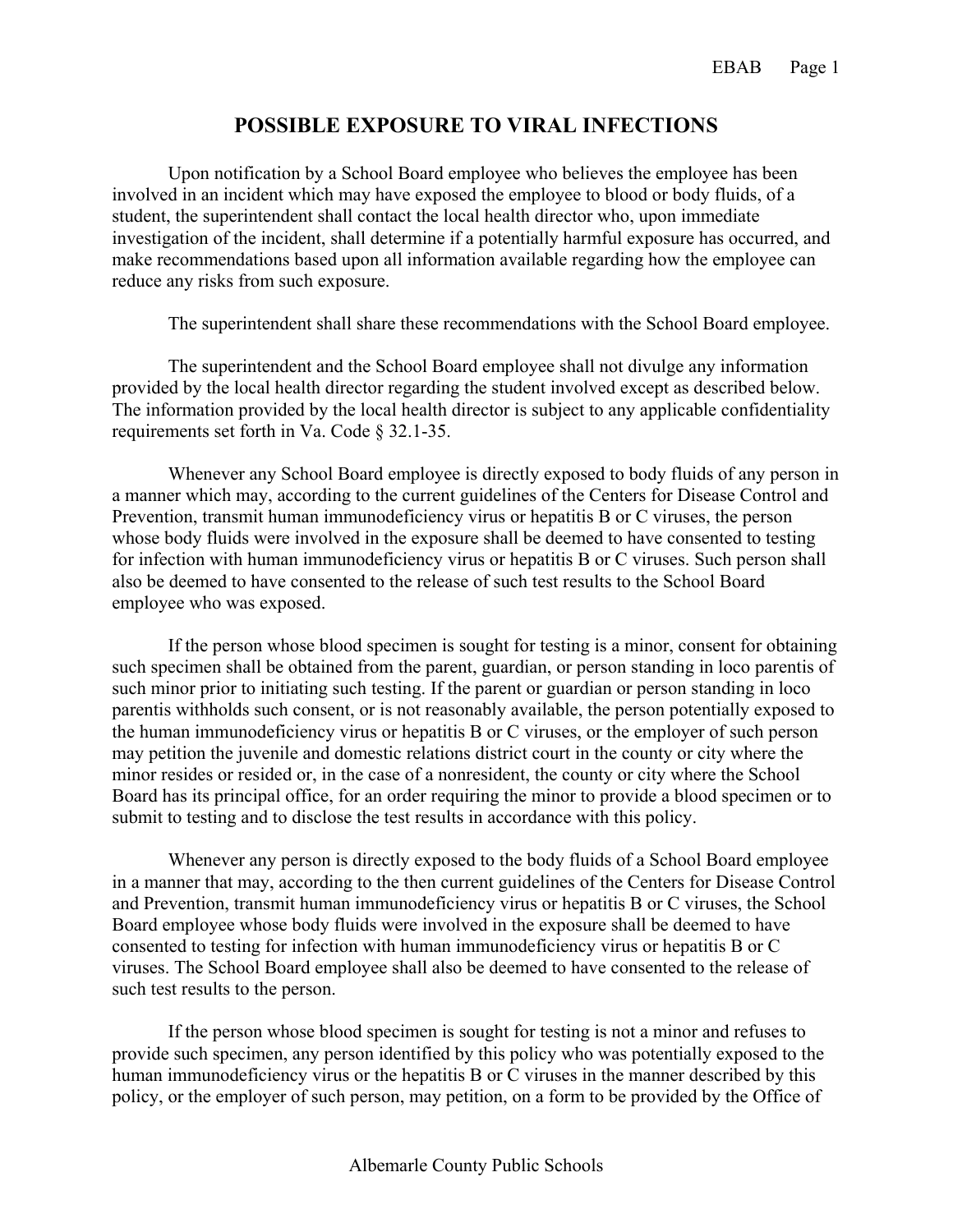# POSSIBLE EXPOSURE TO VIRAL INFECTIONS

Upon notification by a School Board employee who believes the employee has been involved in an incident which may have exposed the employee to blood or body fluids, of a student, the superintendent shall contact the local health director who, upon immediate investigation of the incident, shall determine if a potentially harmful exposure has occurred, and make recommendations based upon all information available regarding how the employee can reduce any risks from such exposure.

The superintendent shall share these recommendations with the School Board employee.

The superintendent and the School Board employee shall not divulge any information provided by the local health director regarding the student involved except as described below. The information provided by the local health director is subject to any applicable confidentiality requirements set forth in Va. Code § 32.1-35.

Whenever any School Board employee is directly exposed to body fluids of any person in a manner which may, according to the current guidelines of the Centers for Disease Control and Prevention, transmit human immunodeficiency virus or hepatitis B or C viruses, the person whose body fluids were involved in the exposure shall be deemed to have consented to testing for infection with human immunodeficiency virus or hepatitis B or C viruses. Such person shall also be deemed to have consented to the release of such test results to the School Board employee who was exposed.

If the person whose blood specimen is sought for testing is a minor, consent for obtaining such specimen shall be obtained from the parent, guardian, or person standing in loco parentis of such minor prior to initiating such testing. If the parent or guardian or person standing in loco parentis withholds such consent, or is not reasonably available, the person potentially exposed to the human immunodeficiency virus or hepatitis B or C viruses, or the employer of such person may petition the juvenile and domestic relations district court in the county or city where the minor resides or resided or, in the case of a nonresident, the county or city where the School Board has its principal office, for an order requiring the minor to provide a blood specimen or to submit to testing and to disclose the test results in accordance with this policy.

Whenever any person is directly exposed to the body fluids of a School Board employee in a manner that may, according to the then current guidelines of the Centers for Disease Control and Prevention, transmit human immunodeficiency virus or hepatitis B or C viruses, the School Board employee whose body fluids were involved in the exposure shall be deemed to have consented to testing for infection with human immunodeficiency virus or hepatitis B or C viruses. The School Board employee shall also be deemed to have consented to the release of such test results to the person.

If the person whose blood specimen is sought for testing is not a minor and refuses to provide such specimen, any person identified by this policy who was potentially exposed to the human immunodeficiency virus or the hepatitis B or C viruses in the manner described by this policy, or the employer of such person, may petition, on a form to be provided by the Office of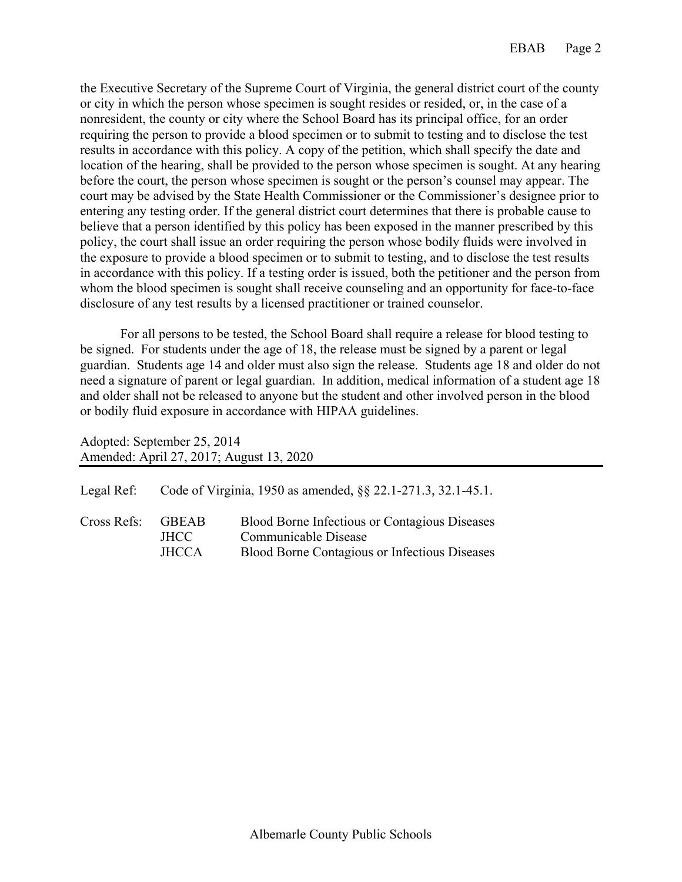the Executive Secretary of the Supreme Court of Virginia, the general district court of the county or city in which the person whose specimen is sought resides or resided, or, in the case of a nonresident, the county or city where the School Board has its principal office, for an order requiring the person to provide a blood specimen or to submit to testing and to disclose the test results in accordance with this policy. A copy of the petition, which shall specify the date and location of the hearing, shall be provided to the person whose specimen is sought. At any hearing before the court, the person whose specimen is sought or the person's counsel may appear. The court may be advised by the State Health Commissioner or the Commissioner's designee prior to entering any testing order. If the general district court determines that there is probable cause to believe that a person identified by this policy has been exposed in the manner prescribed by this policy, the court shall issue an order requiring the person whose bodily fluids were involved in the exposure to provide a blood specimen or to submit to testing, and to disclose the test results in accordance with this policy. If a testing order is issued, both the petitioner and the person from whom the blood specimen is sought shall receive counseling and an opportunity for face-to-face disclosure of any test results by a licensed practitioner or trained counselor.

For all persons to be tested, the School Board shall require a release for blood testing to be signed. For students under the age of 18, the release must be signed by a parent or legal guardian. Students age 14 and older must also sign the release. Students age 18 and older do not need a signature of parent or legal guardian. In addition, medical information of a student age 18 and older shall not be released to anyone but the student and other involved person in the blood or bodily fluid exposure in accordance with HIPAA guidelines.

Adopted: September 25, 2014
Amended: April 27, 2017; August 13, 2020

---

Legal Ref: Code of Virginia, 1950 as amended, §§ 22.1-271.3, 32.1-45.1.

| Cross Refs: | GBEAB | Blood Borne Infectious or Contagious Diseases |
|---|---|---|
| | JHCC | Communicable Disease |
| | JHCCA | Blood Borne Contagious or Infectious Diseases |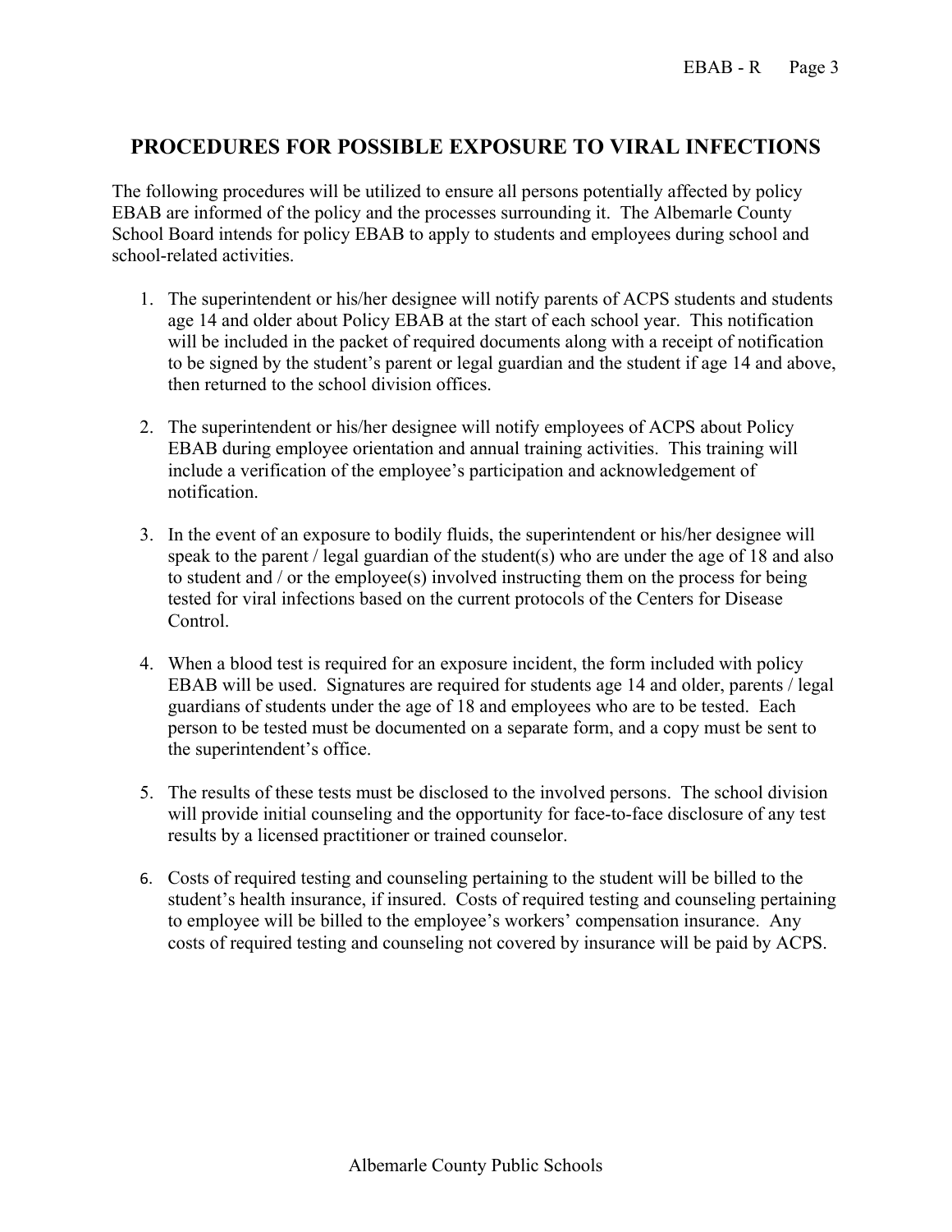## PROCEDURES FOR POSSIBLE EXPOSURE TO VIRAL INFECTIONS

The following procedures will be utilized to ensure all persons potentially affected by policy EBAB are informed of the policy and the processes surrounding it. The Albemarle County School Board intends for policy EBAB to apply to students and employees during school and school-related activities.

1. The superintendent or his/her designee will notify parents of ACPS students and students age 14 and older about Policy EBAB at the start of each school year. This notification will be included in the packet of required documents along with a receipt of notification to be signed by the student's parent or legal guardian and the student if age 14 and above, then returned to the school division offices.

2. The superintendent or his/her designee will notify employees of ACPS about Policy EBAB during employee orientation and annual training activities. This training will include a verification of the employee's participation and acknowledgement of notification.

3. In the event of an exposure to bodily fluids, the superintendent or his/her designee will speak to the parent / legal guardian of the student(s) who are under the age of 18 and also to student and / or the employee(s) involved instructing them on the process for being tested for viral infections based on the current protocols of the Centers for Disease Control.

4. When a blood test is required for an exposure incident, the form included with policy EBAB will be used. Signatures are required for students age 14 and older, parents / legal guardians of students under the age of 18 and employees who are to be tested. Each person to be tested must be documented on a separate form, and a copy must be sent to the superintendent's office.

5. The results of these tests must be disclosed to the involved persons. The school division will provide initial counseling and the opportunity for face-to-face disclosure of any test results by a licensed practitioner or trained counselor.

6. Costs of required testing and counseling pertaining to the student will be billed to the student's health insurance, if insured. Costs of required testing and counseling pertaining to employee will be billed to the employee's workers' compensation insurance. Any costs of required testing and counseling not covered by insurance will be paid by ACPS.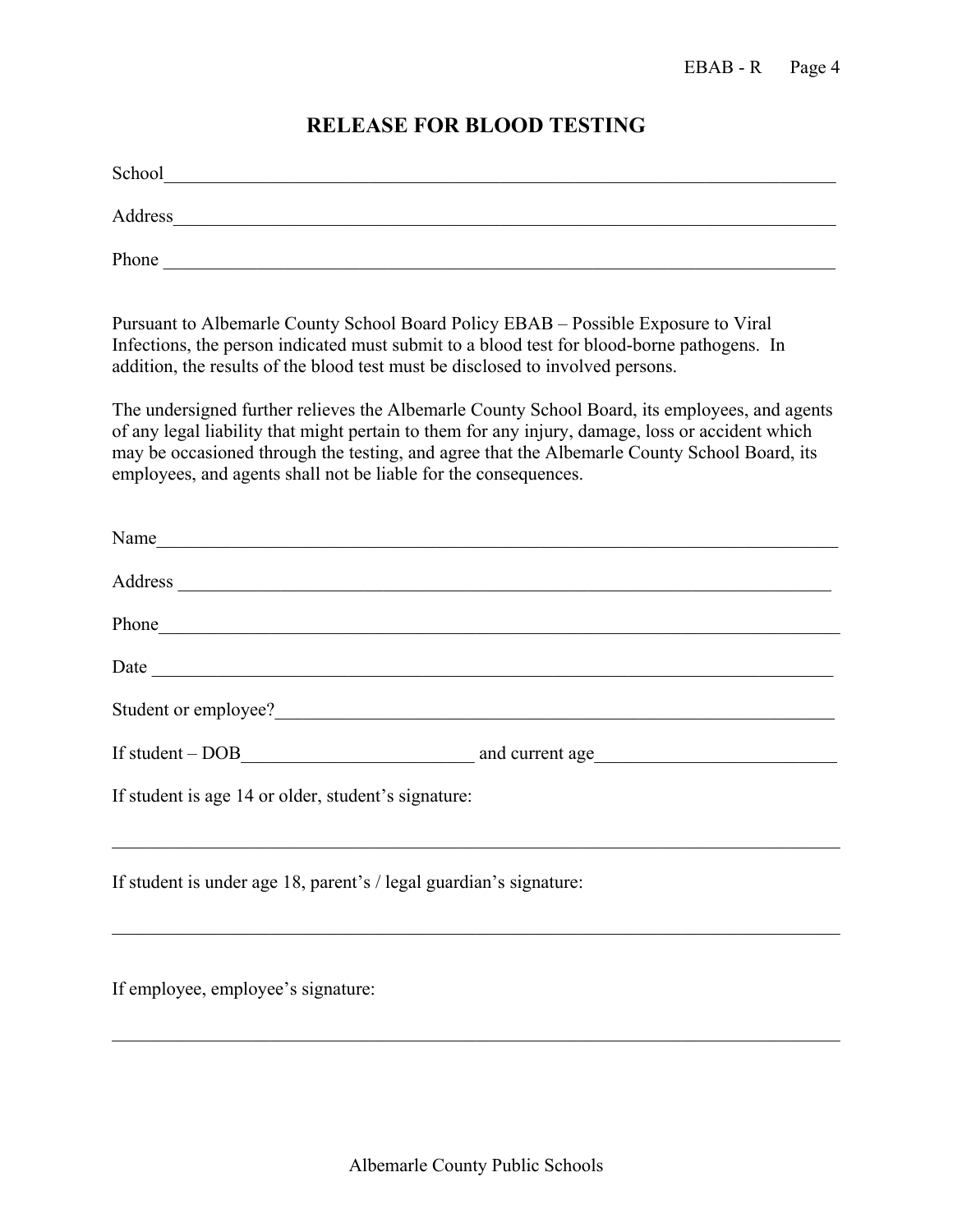# RELEASE FOR BLOOD TESTING

School_______________________________________________________________

Address______________________________________________________________

Phone _______________________________________________________________

Pursuant to Albemarle County School Board Policy EBAB – Possible Exposure to Viral Infections, the person indicated must submit to a blood test for blood-borne pathogens. In addition, the results of the blood test must be disclosed to involved persons.

The undersigned further relieves the Albemarle County School Board, its employees, and agents of any legal liability that might pertain to them for any injury, damage, loss or accident which may be occasioned through the testing, and agree that the Albemarle County School Board, its employees, and agents shall not be liable for the consequences.

Name_______________________________________________________________

Address _____________________________________________________________

Phone_______________________________________________________________

Date ________________________________________________________________

Student or employee?___________________________________________________

If student – DOB_________________________ and current age__________________________

If student is age 14 or older, student's signature:

_____________________________________________________________________

If student is under age 18, parent's / legal guardian's signature:

_____________________________________________________________________

If employee, employee's signature:

_____________________________________________________________________